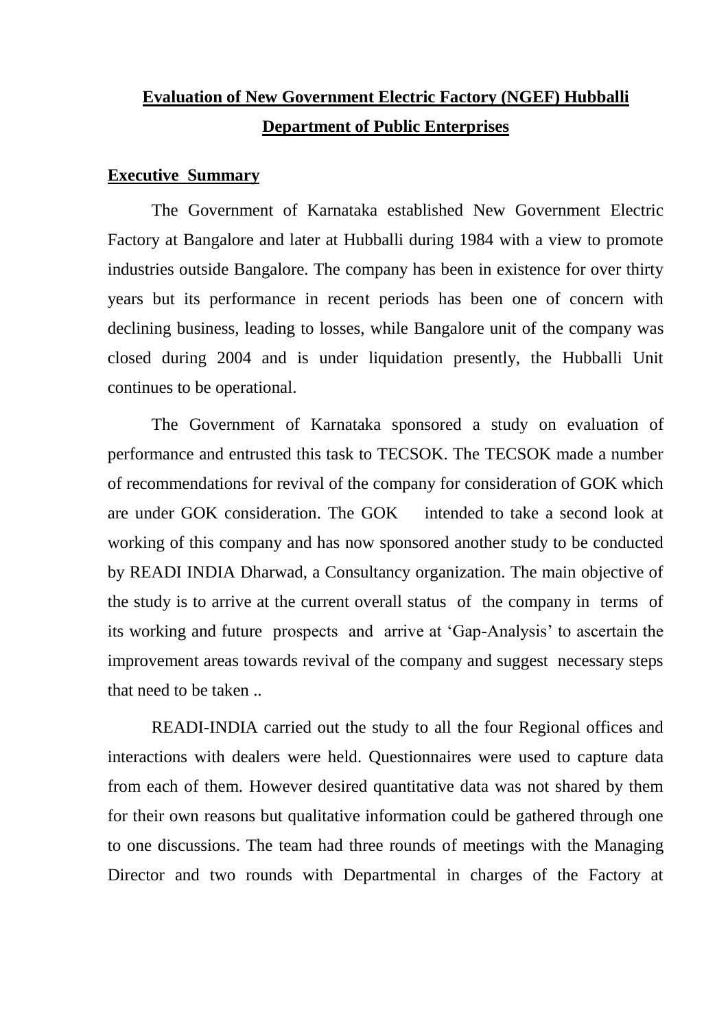# Evaluation of New Government Electric Factory (NGEF) Hubballi

## Department of Public Enterprises

### Executive Summary

The Government of Karnataka established New Government Electric Factory at Bangalore and later at Hubballi during 1984 with a view to promote industries outside Bangalore. The company has been in existence for over thirty years but its performance in recent periods has been one of concern with declining business, leading to losses, while Bangalore unit of the company was closed during 2004 and is under liquidation presently, the Hubballi Unit continues to be operational.

The Government of Karnataka sponsored a study on evaluation of performance and entrusted this task to TECSOK. The TECSOK made a number of recommendations for revival of the company for consideration of GOK which are under GOK consideration. The GOK intended to take a second look at working of this company and has now sponsored another study to be conducted by READI INDIA Dharwad, a Consultancy organization. The main objective of the study is to arrive at the current overall status of the company in terms of its working and future prospects and arrive at 'Gap-Analysis' to ascertain the improvement areas towards revival of the company and suggest necessary steps that need to be taken ..

READI-INDIA carried out the study to all the four Regional offices and interactions with dealers were held. Questionnaires were used to capture data from each of them. However desired quantitative data was not shared by them for their own reasons but qualitative information could be gathered through one to one discussions. The team had three rounds of meetings with the Managing Director and two rounds with Departmental in charges of the Factory at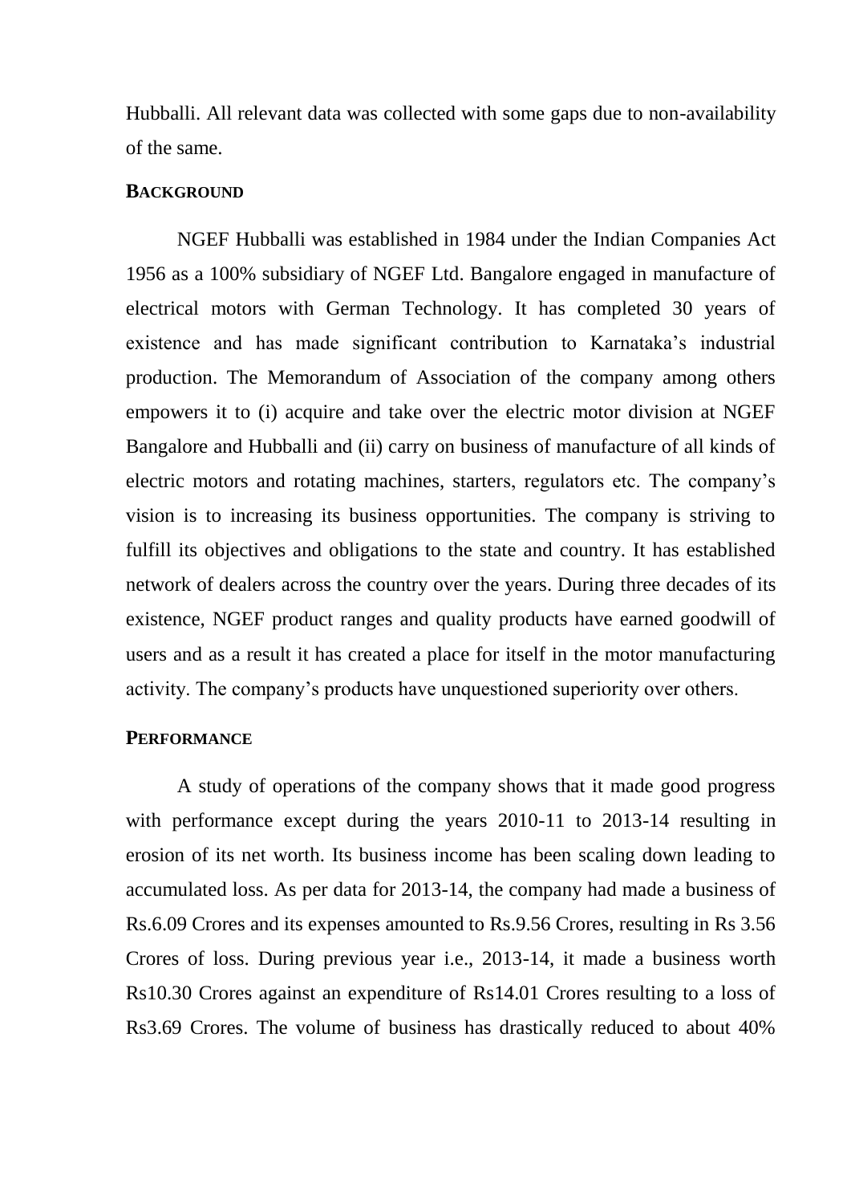Hubballi. All relevant data was collected with some gaps due to non-availability of the same.

## BACKGROUND

NGEF Hubballi was established in 1984 under the Indian Companies Act 1956 as a 100% subsidiary of NGEF Ltd. Bangalore engaged in manufacture of electrical motors with German Technology. It has completed 30 years of existence and has made significant contribution to Karnataka's industrial production. The Memorandum of Association of the company among others empowers it to (i) acquire and take over the electric motor division at NGEF Bangalore and Hubballi and (ii) carry on business of manufacture of all kinds of electric motors and rotating machines, starters, regulators etc. The company's vision is to increasing its business opportunities. The company is striving to fulfill its objectives and obligations to the state and country. It has established network of dealers across the country over the years. During three decades of its existence, NGEF product ranges and quality products have earned goodwill of users and as a result it has created a place for itself in the motor manufacturing activity. The company's products have unquestioned superiority over others.

## PERFORMANCE

A study of operations of the company shows that it made good progress with performance except during the years 2010-11 to 2013-14 resulting in erosion of its net worth. Its business income has been scaling down leading to accumulated loss. As per data for 2013-14, the company had made a business of Rs.6.09 Crores and its expenses amounted to Rs.9.56 Crores, resulting in Rs 3.56 Crores of loss. During previous year i.e., 2013-14, it made a business worth Rs10.30 Crores against an expenditure of Rs14.01 Crores resulting to a loss of Rs3.69 Crores. The volume of business has drastically reduced to about 40%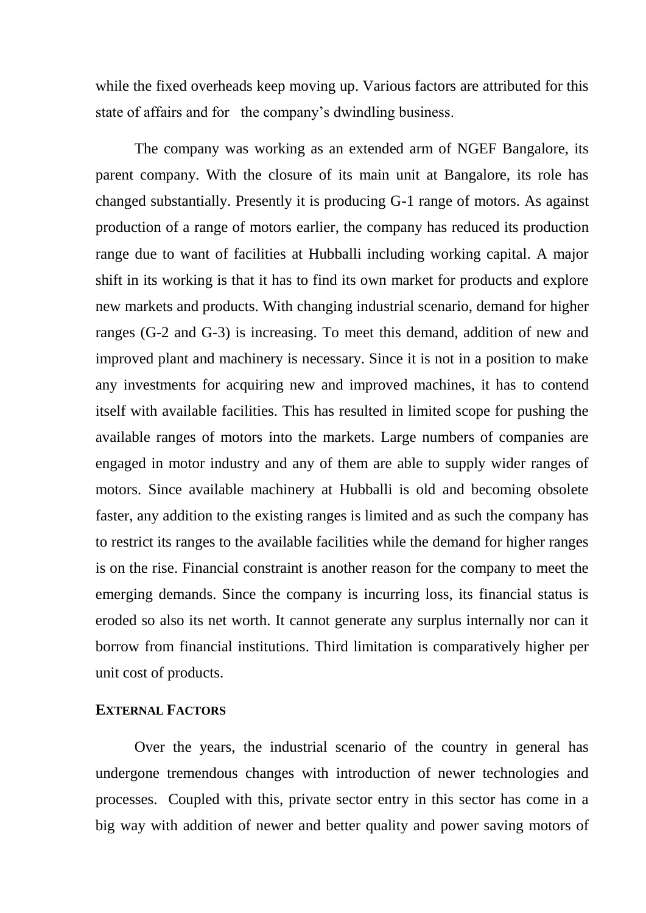while the fixed overheads keep moving up. Various factors are attributed for this state of affairs and for the company's dwindling business.

The company was working as an extended arm of NGEF Bangalore, its parent company. With the closure of its main unit at Bangalore, its role has changed substantially. Presently it is producing G-1 range of motors. As against production of a range of motors earlier, the company has reduced its production range due to want of facilities at Hubballi including working capital. A major shift in its working is that it has to find its own market for products and explore new markets and products. With changing industrial scenario, demand for higher ranges (G-2 and G-3) is increasing. To meet this demand, addition of new and improved plant and machinery is necessary. Since it is not in a position to make any investments for acquiring new and improved machines, it has to contend itself with available facilities. This has resulted in limited scope for pushing the available ranges of motors into the markets. Large numbers of companies are engaged in motor industry and any of them are able to supply wider ranges of motors. Since available machinery at Hubballi is old and becoming obsolete faster, any addition to the existing ranges is limited and as such the company has to restrict its ranges to the available facilities while the demand for higher ranges is on the rise. Financial constraint is another reason for the company to meet the emerging demands. Since the company is incurring loss, its financial status is eroded so also its net worth. It cannot generate any surplus internally nor can it borrow from financial institutions. Third limitation is comparatively higher per unit cost of products.

**EXTERNAL FACTORS**

Over the years, the industrial scenario of the country in general has undergone tremendous changes with introduction of newer technologies and processes. Coupled with this, private sector entry in this sector has come in a big way with addition of newer and better quality and power saving motors of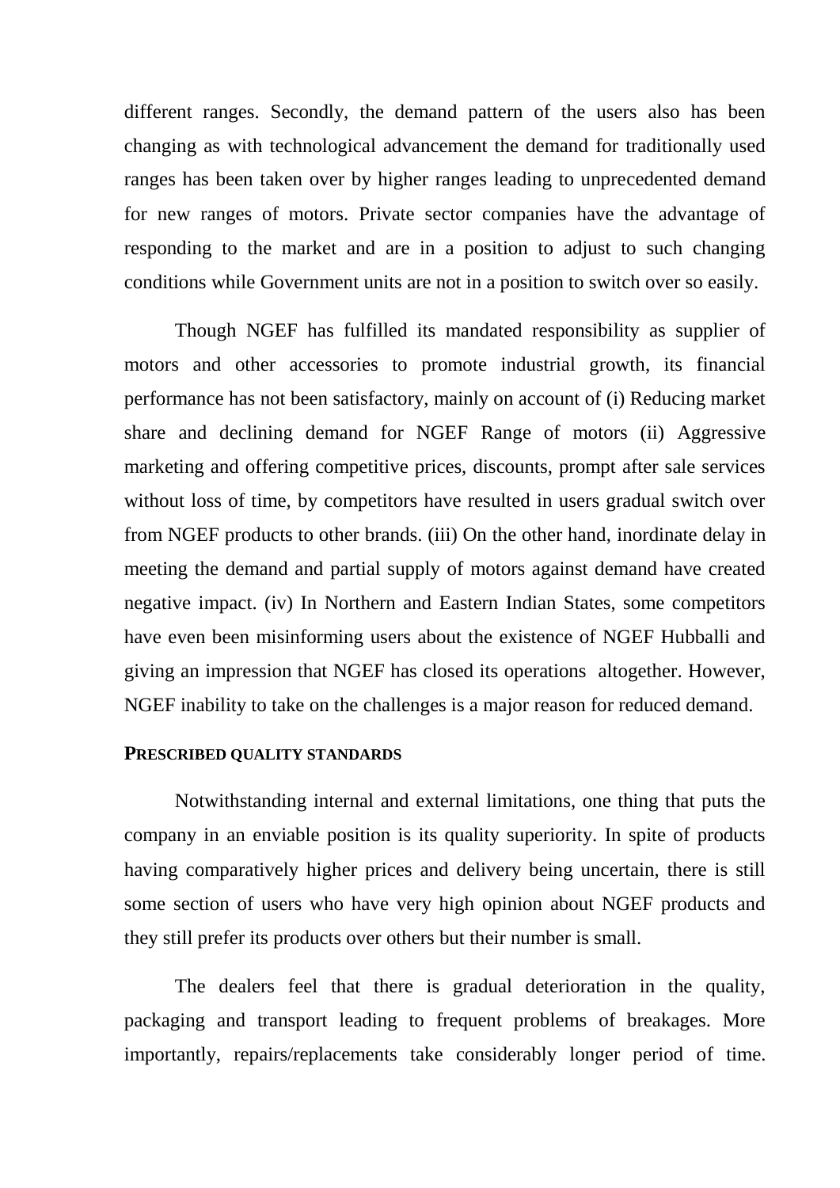different ranges. Secondly, the demand pattern of the users also has been changing as with technological advancement the demand for traditionally used ranges has been taken over by higher ranges leading to unprecedented demand for new ranges of motors. Private sector companies have the advantage of responding to the market and are in a position to adjust to such changing conditions while Government units are not in a position to switch over so easily.

Though NGEF has fulfilled its mandated responsibility as supplier of motors and other accessories to promote industrial growth, its financial performance has not been satisfactory, mainly on account of (i) Reducing market share and declining demand for NGEF Range of motors (ii) Aggressive marketing and offering competitive prices, discounts, prompt after sale services without loss of time, by competitors have resulted in users gradual switch over from NGEF products to other brands. (iii) On the other hand, inordinate delay in meeting the demand and partial supply of motors against demand have created negative impact. (iv) In Northern and Eastern Indian States, some competitors have even been misinforming users about the existence of NGEF Hubballi and giving an impression that NGEF has closed its operations altogether. However, NGEF inability to take on the challenges is a major reason for reduced demand.

### PRESCRIBED QUALITY STANDARDS

Notwithstanding internal and external limitations, one thing that puts the company in an enviable position is its quality superiority. In spite of products having comparatively higher prices and delivery being uncertain, there is still some section of users who have very high opinion about NGEF products and they still prefer its products over others but their number is small.

The dealers feel that there is gradual deterioration in the quality, packaging and transport leading to frequent problems of breakages. More importantly, repairs/replacements take considerably longer period of time.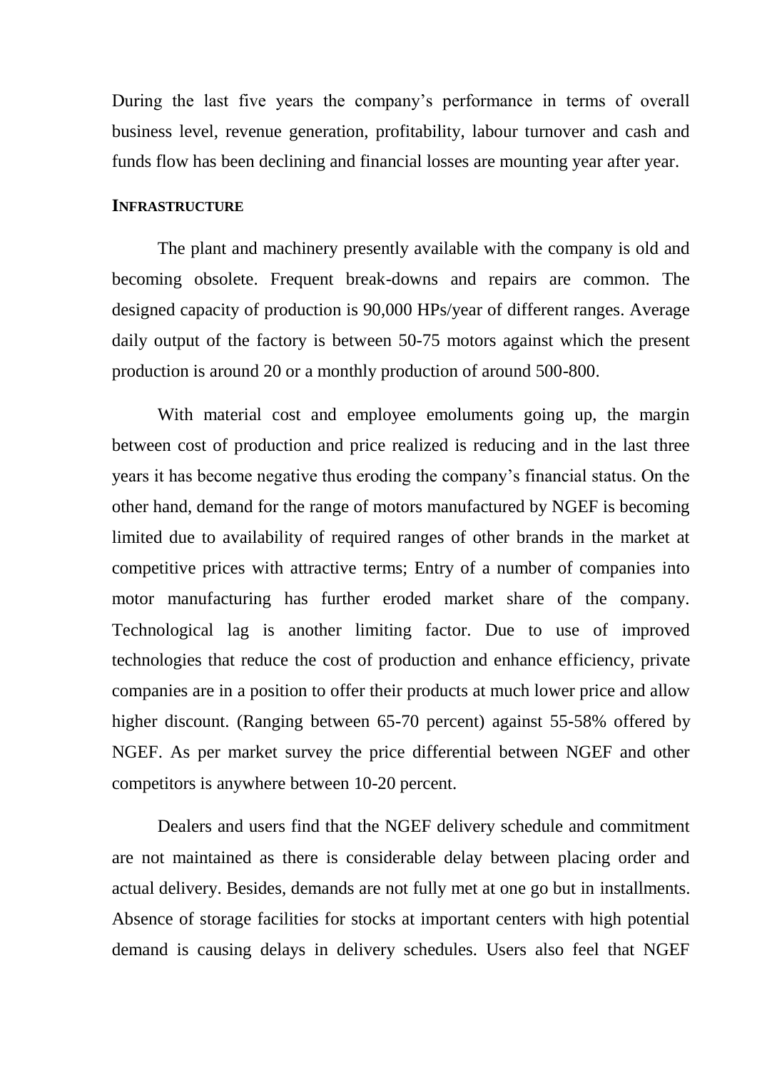During the last five years the company's performance in terms of overall business level, revenue generation, profitability, labour turnover and cash and funds flow has been declining and financial losses are mounting year after year.

### INFRASTRUCTURE

The plant and machinery presently available with the company is old and becoming obsolete. Frequent break-downs and repairs are common. The designed capacity of production is 90,000 HPs/year of different ranges. Average daily output of the factory is between 50-75 motors against which the present production is around 20 or a monthly production of around 500-800.

With material cost and employee emoluments going up, the margin between cost of production and price realized is reducing and in the last three years it has become negative thus eroding the company's financial status. On the other hand, demand for the range of motors manufactured by NGEF is becoming limited due to availability of required ranges of other brands in the market at competitive prices with attractive terms; Entry of a number of companies into motor manufacturing has further eroded market share of the company. Technological lag is another limiting factor. Due to use of improved technologies that reduce the cost of production and enhance efficiency, private companies are in a position to offer their products at much lower price and allow higher discount. (Ranging between 65-70 percent) against 55-58% offered by NGEF. As per market survey the price differential between NGEF and other competitors is anywhere between 10-20 percent.

Dealers and users find that the NGEF delivery schedule and commitment are not maintained as there is considerable delay between placing order and actual delivery. Besides, demands are not fully met at one go but in installments. Absence of storage facilities for stocks at important centers with high potential demand is causing delays in delivery schedules. Users also feel that NGEF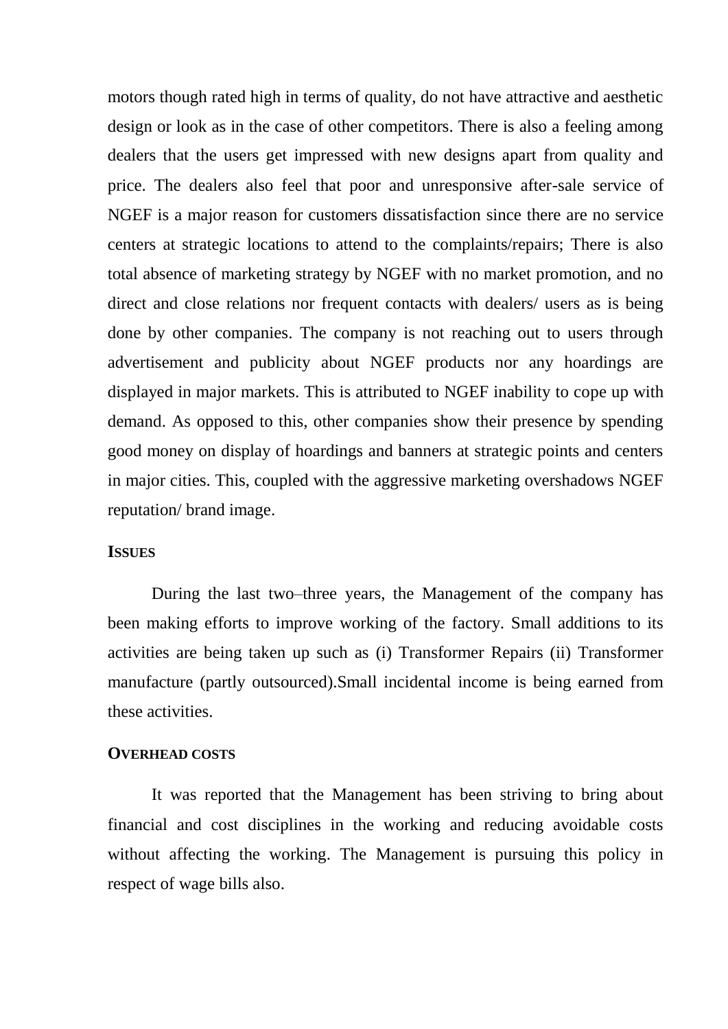motors though rated high in terms of quality, do not have attractive and aesthetic design or look as in the case of other competitors. There is also a feeling among dealers that the users get impressed with new designs apart from quality and price. The dealers also feel that poor and unresponsive after-sale service of NGEF is a major reason for customers dissatisfaction since there are no service centers at strategic locations to attend to the complaints/repairs; There is also total absence of marketing strategy by NGEF with no market promotion, and no direct and close relations nor frequent contacts with dealers/ users as is being done by other companies. The company is not reaching out to users through advertisement and publicity about NGEF products nor any hoardings are displayed in major markets. This is attributed to NGEF inability to cope up with demand. As opposed to this, other companies show their presence by spending good money on display of hoardings and banners at strategic points and centers in major cities. This, coupled with the aggressive marketing overshadows NGEF reputation/ brand image.

### ISSUES

During the last two–three years, the Management of the company has been making efforts to improve working of the factory. Small additions to its activities are being taken up such as (i) Transformer Repairs (ii) Transformer manufacture (partly outsourced).Small incidental income is being earned from these activities.

### OVERHEAD COSTS

It was reported that the Management has been striving to bring about financial and cost disciplines in the working and reducing avoidable costs without affecting the working. The Management is pursuing this policy in respect of wage bills also.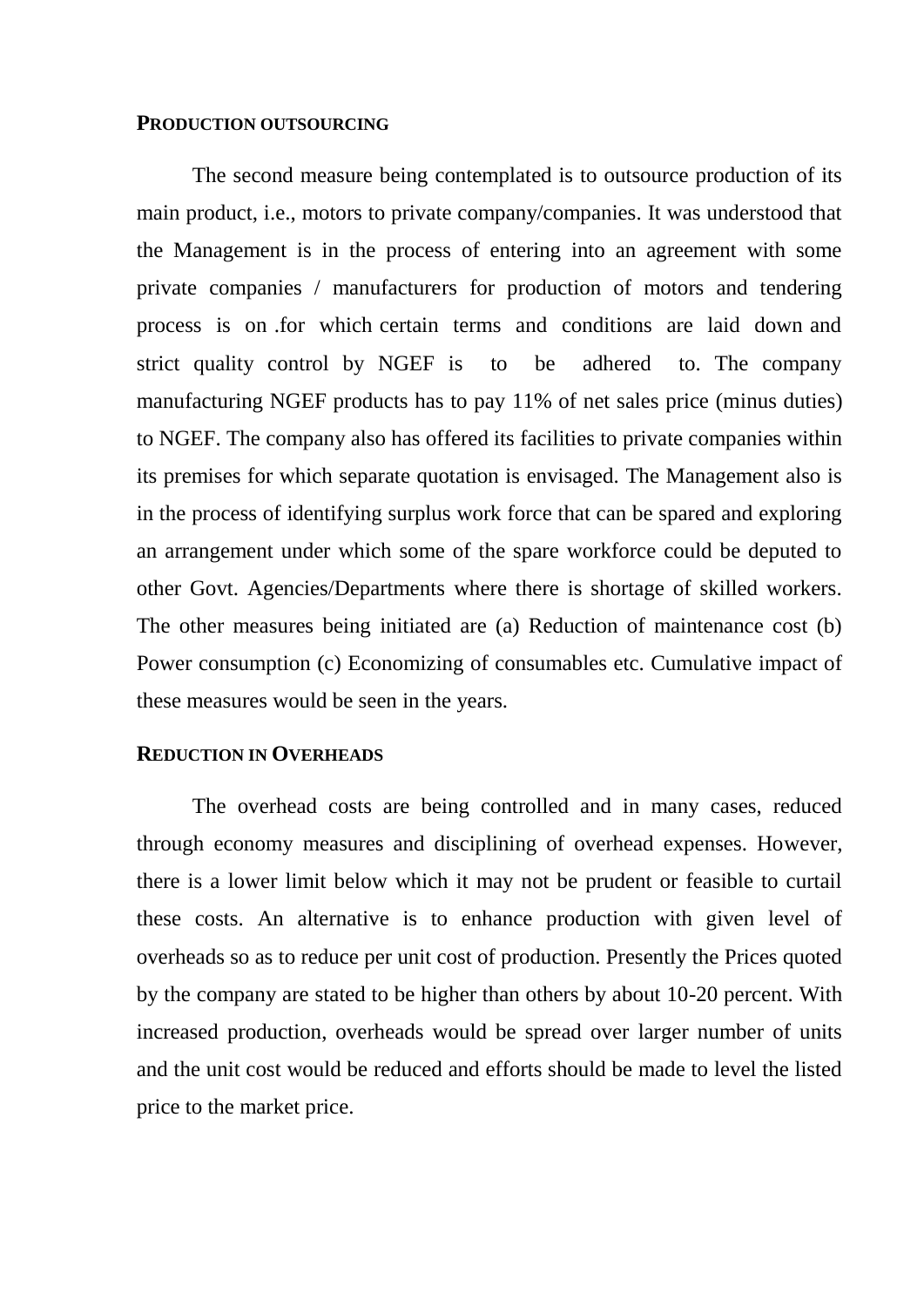## PRODUCTION OUTSOURCING

The second measure being contemplated is to outsource production of its main product, i.e., motors to private company/companies. It was understood that the Management is in the process of entering into an agreement with some private companies / manufacturers for production of motors and tendering process is on .for which certain terms and conditions are laid down and strict quality control by NGEF is to be adhered to. The company manufacturing NGEF products has to pay 11% of net sales price (minus duties) to NGEF. The company also has offered its facilities to private companies within its premises for which separate quotation is envisaged. The Management also is in the process of identifying surplus work force that can be spared and exploring an arrangement under which some of the spare workforce could be deputed to other Govt. Agencies/Departments where there is shortage of skilled workers. The other measures being initiated are (a) Reduction of maintenance cost (b) Power consumption (c) Economizing of consumables etc. Cumulative impact of these measures would be seen in the years.

## REDUCTION IN OVERHEADS

The overhead costs are being controlled and in many cases, reduced through economy measures and disciplining of overhead expenses. However, there is a lower limit below which it may not be prudent or feasible to curtail these costs. An alternative is to enhance production with given level of overheads so as to reduce per unit cost of production. Presently the Prices quoted by the company are stated to be higher than others by about 10-20 percent. With increased production, overheads would be spread over larger number of units and the unit cost would be reduced and efforts should be made to level the listed price to the market price.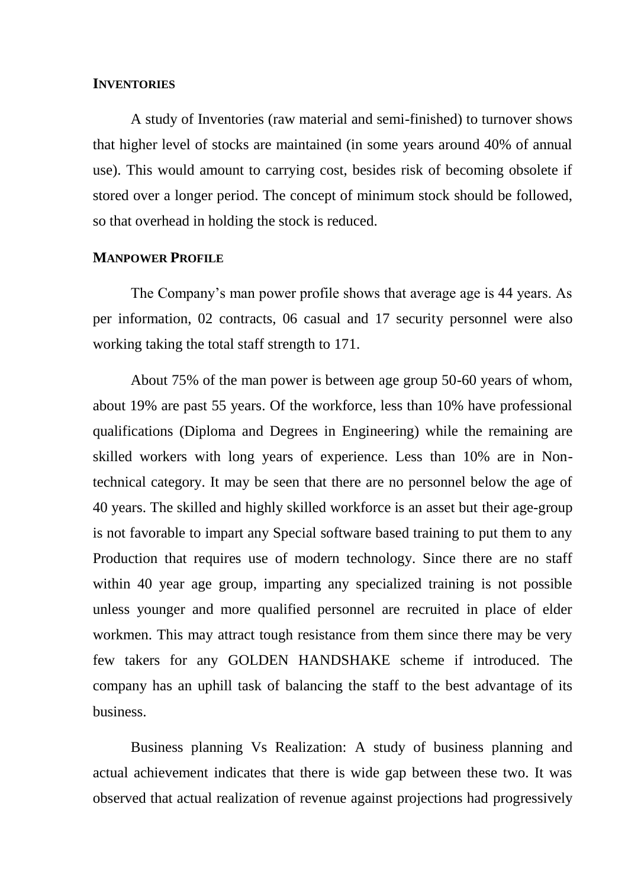**INVENTORIES**

A study of Inventories (raw material and semi-finished) to turnover shows that higher level of stocks are maintained (in some years around 40% of annual use). This would amount to carrying cost, besides risk of becoming obsolete if stored over a longer period. The concept of minimum stock should be followed, so that overhead in holding the stock is reduced.

**MANPOWER PROFILE**

The Company's man power profile shows that average age is 44 years. As per information, 02 contracts, 06 casual and 17 security personnel were also working taking the total staff strength to 171.

About 75% of the man power is between age group 50-60 years of whom, about 19% are past 55 years. Of the workforce, less than 10% have professional qualifications (Diploma and Degrees in Engineering) while the remaining are skilled workers with long years of experience. Less than 10% are in Non-technical category. It may be seen that there are no personnel below the age of 40 years. The skilled and highly skilled workforce is an asset but their age-group is not favorable to impart any Special software based training to put them to any Production that requires use of modern technology. Since there are no staff within 40 year age group, imparting any specialized training is not possible unless younger and more qualified personnel are recruited in place of elder workmen. This may attract tough resistance from them since there may be very few takers for any GOLDEN HANDSHAKE scheme if introduced. The company has an uphill task of balancing the staff to the best advantage of its business.

Business planning Vs Realization: A study of business planning and actual achievement indicates that there is wide gap between these two. It was observed that actual realization of revenue against projections had progressively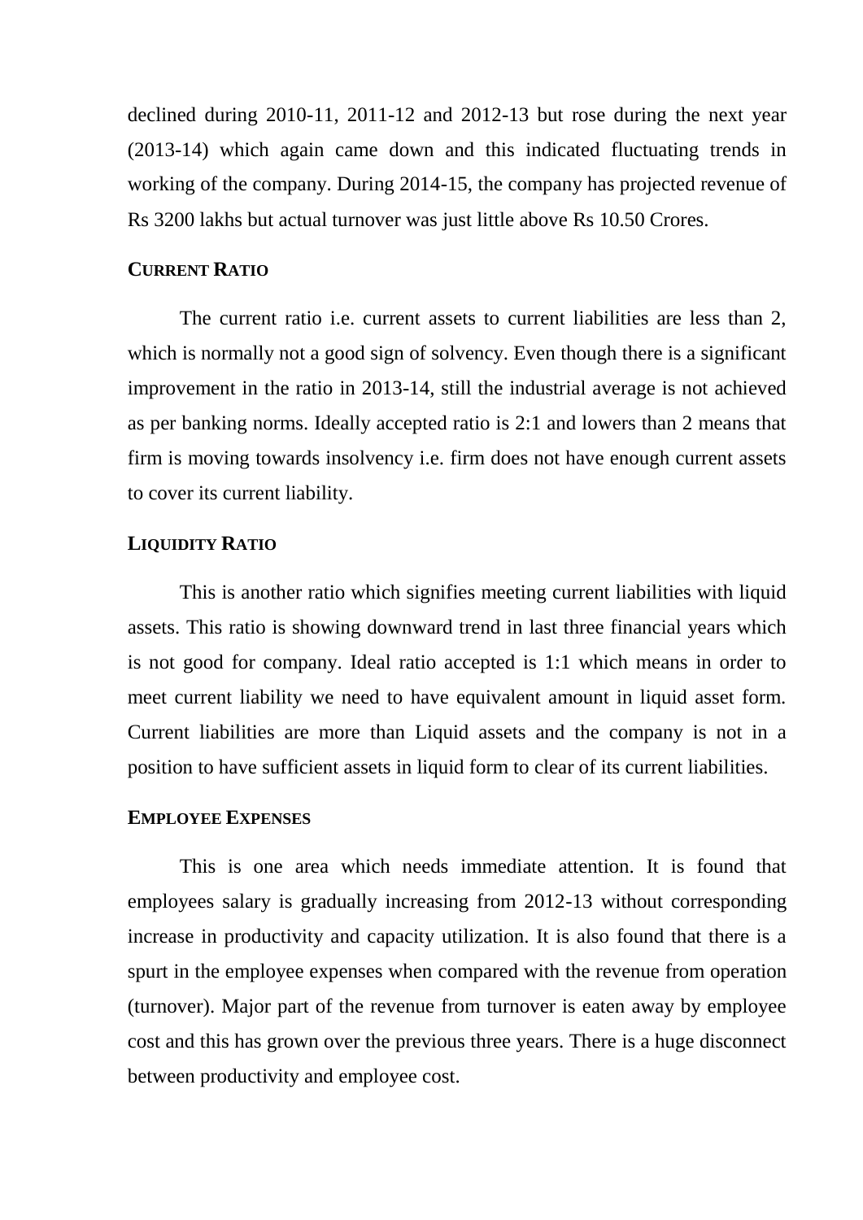declined during 2010-11, 2011-12 and 2012-13 but rose during the next year (2013-14) which again came down and this indicated fluctuating trends in working of the company. During 2014-15, the company has projected revenue of Rs 3200 lakhs but actual turnover was just little above Rs 10.50 Crores.

**CURRENT RATIO**

The current ratio i.e. current assets to current liabilities are less than 2, which is normally not a good sign of solvency. Even though there is a significant improvement in the ratio in 2013-14, still the industrial average is not achieved as per banking norms. Ideally accepted ratio is 2:1 and lowers than 2 means that firm is moving towards insolvency i.e. firm does not have enough current assets to cover its current liability.

**LIQUIDITY RATIO**

This is another ratio which signifies meeting current liabilities with liquid assets. This ratio is showing downward trend in last three financial years which is not good for company. Ideal ratio accepted is 1:1 which means in order to meet current liability we need to have equivalent amount in liquid asset form. Current liabilities are more than Liquid assets and the company is not in a position to have sufficient assets in liquid form to clear of its current liabilities.

**EMPLOYEE EXPENSES**

This is one area which needs immediate attention. It is found that employees salary is gradually increasing from 2012-13 without corresponding increase in productivity and capacity utilization. It is also found that there is a spurt in the employee expenses when compared with the revenue from operation (turnover). Major part of the revenue from turnover is eaten away by employee cost and this has grown over the previous three years. There is a huge disconnect between productivity and employee cost.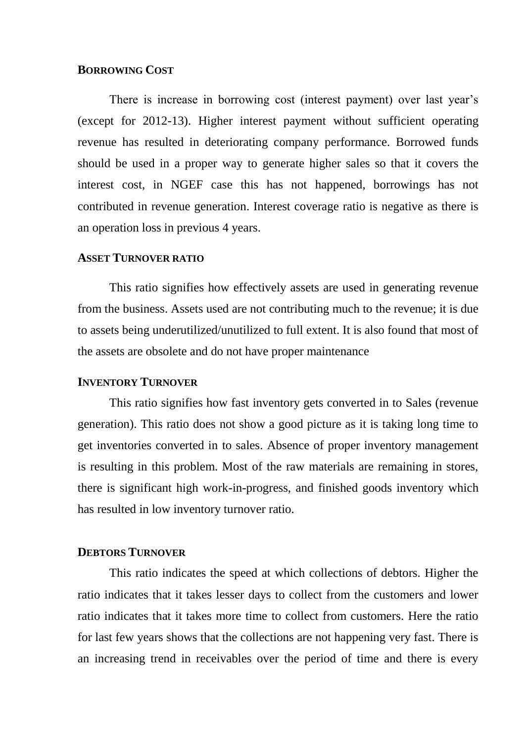### BORROWING COST

There is increase in borrowing cost (interest payment) over last year's (except for 2012-13). Higher interest payment without sufficient operating revenue has resulted in deteriorating company performance. Borrowed funds should be used in a proper way to generate higher sales so that it covers the interest cost, in NGEF case this has not happened, borrowings has not contributed in revenue generation. Interest coverage ratio is negative as there is an operation loss in previous 4 years.

### ASSET TURNOVER RATIO

This ratio signifies how effectively assets are used in generating revenue from the business. Assets used are not contributing much to the revenue; it is due to assets being underutilized/unutilized to full extent. It is also found that most of the assets are obsolete and do not have proper maintenance

### INVENTORY TURNOVER

This ratio signifies how fast inventory gets converted in to Sales (revenue generation). This ratio does not show a good picture as it is taking long time to get inventories converted in to sales. Absence of proper inventory management is resulting in this problem. Most of the raw materials are remaining in stores, there is significant high work-in-progress, and finished goods inventory which has resulted in low inventory turnover ratio.

### DEBTORS TURNOVER

This ratio indicates the speed at which collections of debtors. Higher the ratio indicates that it takes lesser days to collect from the customers and lower ratio indicates that it takes more time to collect from customers. Here the ratio for last few years shows that the collections are not happening very fast. There is an increasing trend in receivables over the period of time and there is every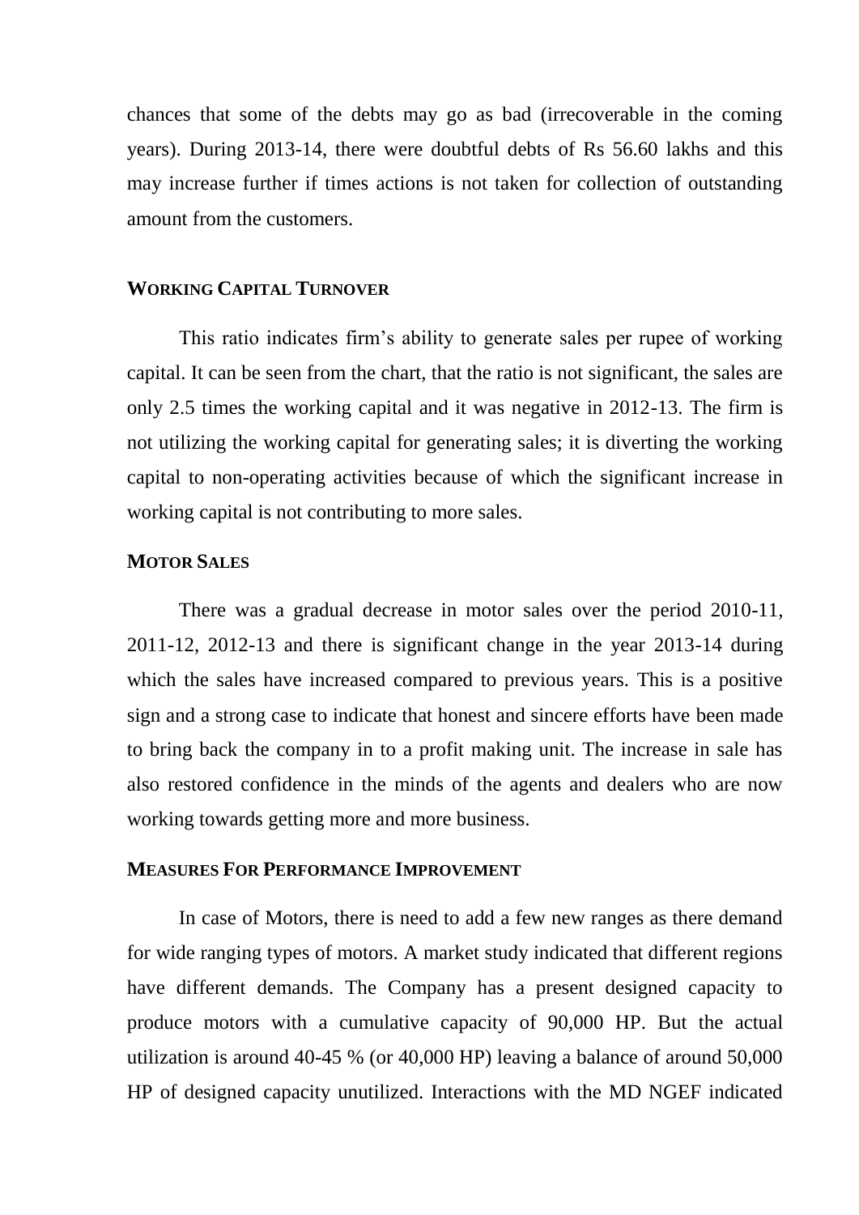chances that some of the debts may go as bad (irrecoverable in the coming years). During 2013-14, there were doubtful debts of Rs 56.60 lakhs and this may increase further if times actions is not taken for collection of outstanding amount from the customers.

### WORKING CAPITAL TURNOVER

This ratio indicates firm's ability to generate sales per rupee of working capital. It can be seen from the chart, that the ratio is not significant, the sales are only 2.5 times the working capital and it was negative in 2012-13. The firm is not utilizing the working capital for generating sales; it is diverting the working capital to non-operating activities because of which the significant increase in working capital is not contributing to more sales.

### MOTOR SALES

There was a gradual decrease in motor sales over the period 2010-11, 2011-12, 2012-13 and there is significant change in the year 2013-14 during which the sales have increased compared to previous years. This is a positive sign and a strong case to indicate that honest and sincere efforts have been made to bring back the company in to a profit making unit. The increase in sale has also restored confidence in the minds of the agents and dealers who are now working towards getting more and more business.

### MEASURES FOR PERFORMANCE IMPROVEMENT

In case of Motors, there is need to add a few new ranges as there demand for wide ranging types of motors. A market study indicated that different regions have different demands. The Company has a present designed capacity to produce motors with a cumulative capacity of 90,000 HP. But the actual utilization is around 40-45 % (or 40,000 HP) leaving a balance of around 50,000 HP of designed capacity unutilized. Interactions with the MD NGEF indicated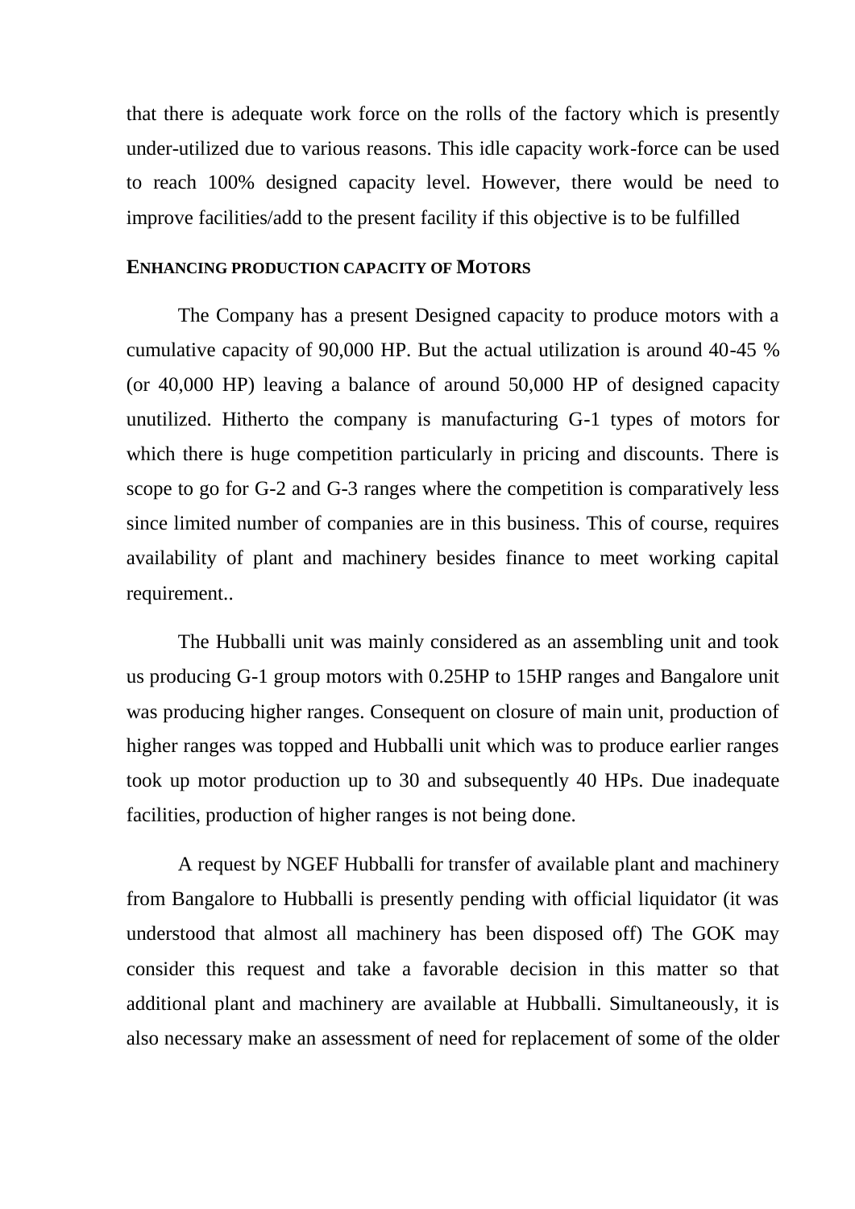that there is adequate work force on the rolls of the factory which is presently under-utilized due to various reasons. This idle capacity work-force can be used to reach 100% designed capacity level. However, there would be need to improve facilities/add to the present facility if this objective is to be fulfilled

**ENHANCING PRODUCTION CAPACITY OF MOTORS**

The Company has a present Designed capacity to produce motors with a cumulative capacity of 90,000 HP. But the actual utilization is around 40-45 % (or 40,000 HP) leaving a balance of around 50,000 HP of designed capacity unutilized. Hitherto the company is manufacturing G-1 types of motors for which there is huge competition particularly in pricing and discounts. There is scope to go for G-2 and G-3 ranges where the competition is comparatively less since limited number of companies are in this business. This of course, requires availability of plant and machinery besides finance to meet working capital requirement..

The Hubballi unit was mainly considered as an assembling unit and took us producing G-1 group motors with 0.25HP to 15HP ranges and Bangalore unit was producing higher ranges. Consequent on closure of main unit, production of higher ranges was topped and Hubballi unit which was to produce earlier ranges took up motor production up to 30 and subsequently 40 HPs. Due inadequate facilities, production of higher ranges is not being done.

A request by NGEF Hubballi for transfer of available plant and machinery from Bangalore to Hubballi is presently pending with official liquidator (it was understood that almost all machinery has been disposed off) The GOK may consider this request and take a favorable decision in this matter so that additional plant and machinery are available at Hubballi. Simultaneously, it is also necessary make an assessment of need for replacement of some of the older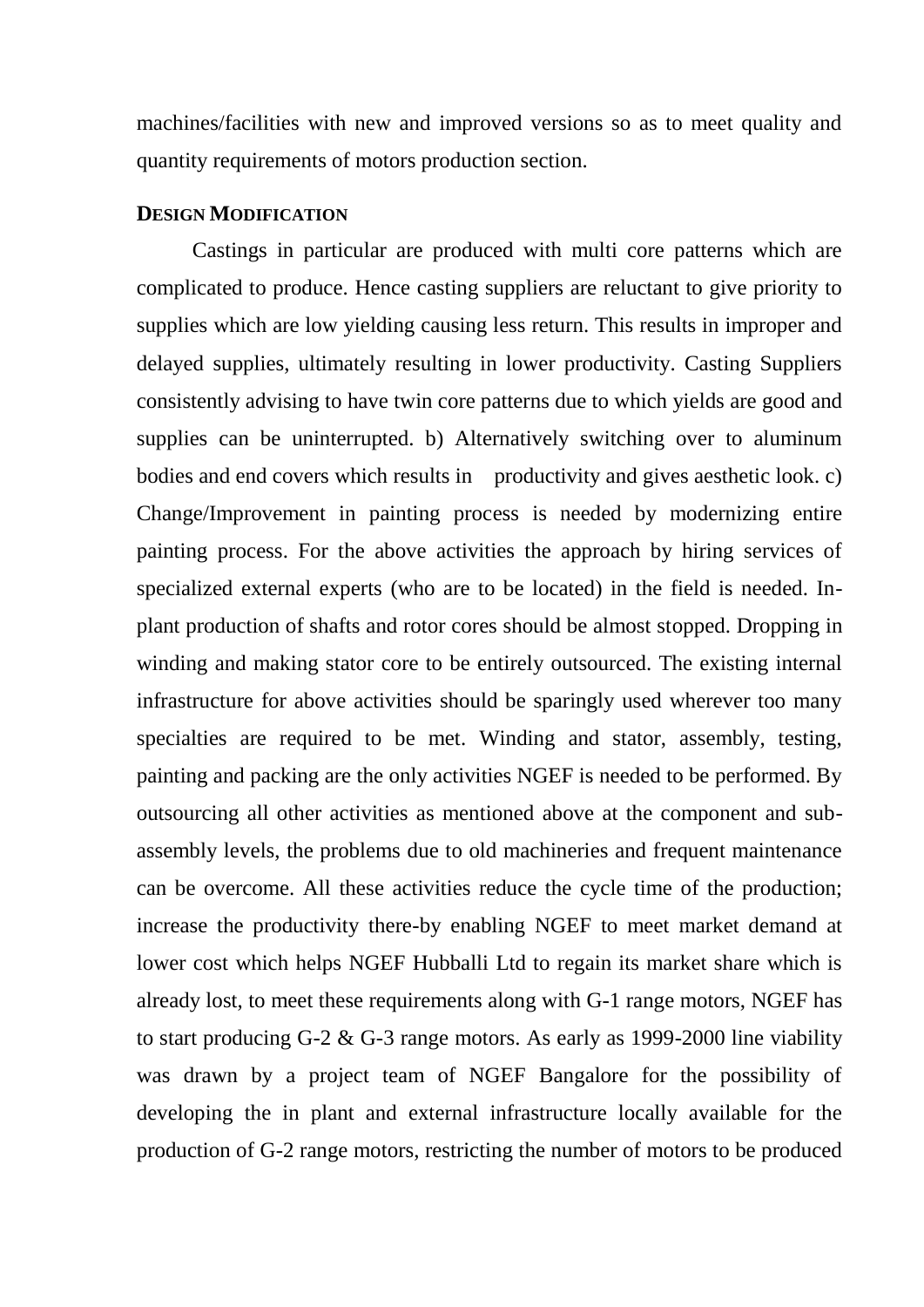machines/facilities with new and improved versions so as to meet quality and quantity requirements of motors production section.

**DESIGN MODIFICATION**

Castings in particular are produced with multi core patterns which are complicated to produce. Hence casting suppliers are reluctant to give priority to supplies which are low yielding causing less return. This results in improper and delayed supplies, ultimately resulting in lower productivity. Casting Suppliers consistently advising to have twin core patterns due to which yields are good and supplies can be uninterrupted. b) Alternatively switching over to aluminum bodies and end covers which results in productivity and gives aesthetic look. c) Change/Improvement in painting process is needed by modernizing entire painting process. For the above activities the approach by hiring services of specialized external experts (who are to be located) in the field is needed. In-plant production of shafts and rotor cores should be almost stopped. Dropping in winding and making stator core to be entirely outsourced. The existing internal infrastructure for above activities should be sparingly used wherever too many specialties are required to be met. Winding and stator, assembly, testing, painting and packing are the only activities NGEF is needed to be performed. By outsourcing all other activities as mentioned above at the component and sub-assembly levels, the problems due to old machineries and frequent maintenance can be overcome. All these activities reduce the cycle time of the production; increase the productivity there-by enabling NGEF to meet market demand at lower cost which helps NGEF Hubballi Ltd to regain its market share which is already lost, to meet these requirements along with G-1 range motors, NGEF has to start producing G-2 & G-3 range motors. As early as 1999-2000 line viability was drawn by a project team of NGEF Bangalore for the possibility of developing the in plant and external infrastructure locally available for the production of G-2 range motors, restricting the number of motors to be produced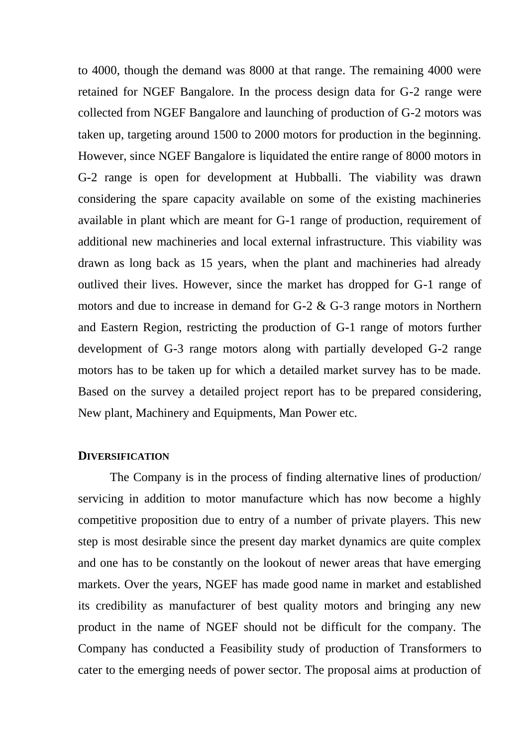to 4000, though the demand was 8000 at that range. The remaining 4000 were retained for NGEF Bangalore. In the process design data for G-2 range were collected from NGEF Bangalore and launching of production of G-2 motors was taken up, targeting around 1500 to 2000 motors for production in the beginning. However, since NGEF Bangalore is liquidated the entire range of 8000 motors in G-2 range is open for development at Hubballi. The viability was drawn considering the spare capacity available on some of the existing machineries available in plant which are meant for G-1 range of production, requirement of additional new machineries and local external infrastructure. This viability was drawn as long back as 15 years, when the plant and machineries had already outlived their lives. However, since the market has dropped for G-1 range of motors and due to increase in demand for G-2 & G-3 range motors in Northern and Eastern Region, restricting the production of G-1 range of motors further development of G-3 range motors along with partially developed G-2 range motors has to be taken up for which a detailed market survey has to be made. Based on the survey a detailed project report has to be prepared considering, New plant, Machinery and Equipments, Man Power etc.

**DIVERSIFICATION**

The Company is in the process of finding alternative lines of production/ servicing in addition to motor manufacture which has now become a highly competitive proposition due to entry of a number of private players. This new step is most desirable since the present day market dynamics are quite complex and one has to be constantly on the lookout of newer areas that have emerging markets. Over the years, NGEF has made good name in market and established its credibility as manufacturer of best quality motors and bringing any new product in the name of NGEF should not be difficult for the company. The Company has conducted a Feasibility study of production of Transformers to cater to the emerging needs of power sector. The proposal aims at production of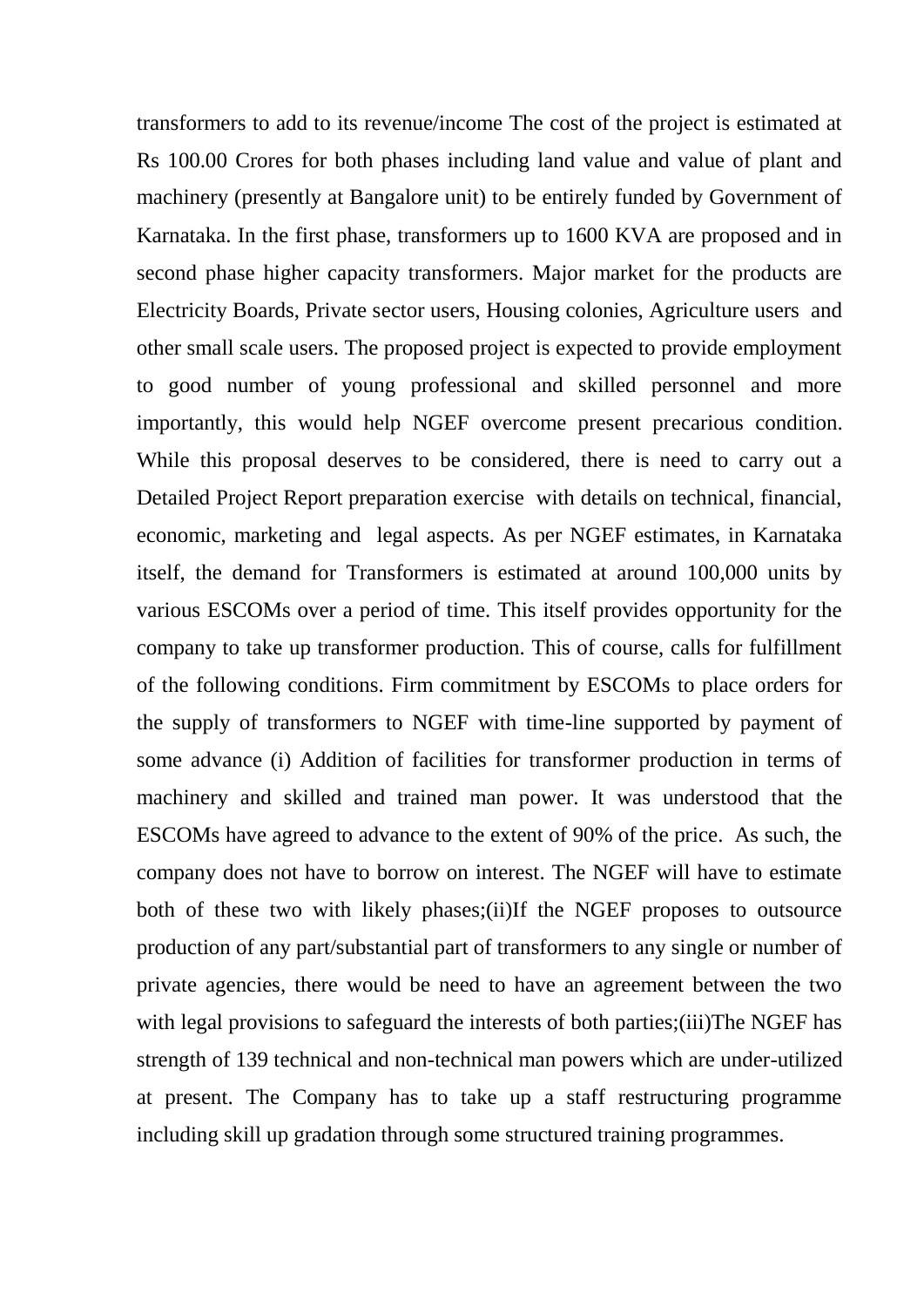transformers to add to its revenue/income The cost of the project is estimated at Rs 100.00 Crores for both phases including land value and value of plant and machinery (presently at Bangalore unit) to be entirely funded by Government of Karnataka. In the first phase, transformers up to 1600 KVA are proposed and in second phase higher capacity transformers. Major market for the products are Electricity Boards, Private sector users, Housing colonies, Agriculture users and other small scale users. The proposed project is expected to provide employment to good number of young professional and skilled personnel and more importantly, this would help NGEF overcome present precarious condition. While this proposal deserves to be considered, there is need to carry out a Detailed Project Report preparation exercise with details on technical, financial, economic, marketing and legal aspects. As per NGEF estimates, in Karnataka itself, the demand for Transformers is estimated at around 100,000 units by various ESCOMs over a period of time. This itself provides opportunity for the company to take up transformer production. This of course, calls for fulfillment of the following conditions. Firm commitment by ESCOMs to place orders for the supply of transformers to NGEF with time-line supported by payment of some advance (i) Addition of facilities for transformer production in terms of machinery and skilled and trained man power. It was understood that the ESCOMs have agreed to advance to the extent of 90% of the price. As such, the company does not have to borrow on interest. The NGEF will have to estimate both of these two with likely phases;(ii)If the NGEF proposes to outsource production of any part/substantial part of transformers to any single or number of private agencies, there would be need to have an agreement between the two with legal provisions to safeguard the interests of both parties;(iii)The NGEF has strength of 139 technical and non-technical man powers which are under-utilized at present. The Company has to take up a staff restructuring programme including skill up gradation through some structured training programmes.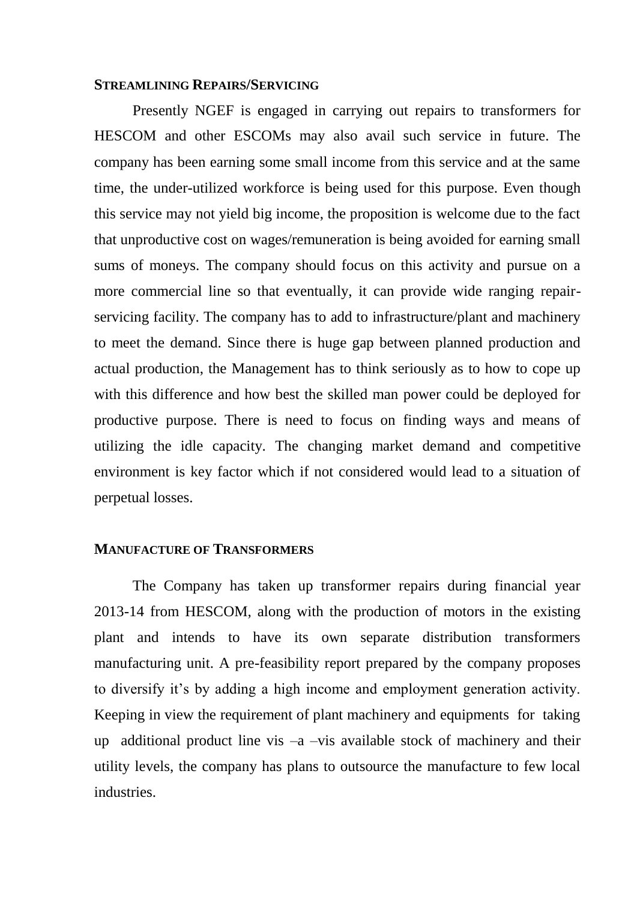### STREAMLINING REPAIRS/SERVICING

Presently NGEF is engaged in carrying out repairs to transformers for HESCOM and other ESCOMs may also avail such service in future. The company has been earning some small income from this service and at the same time, the under-utilized workforce is being used for this purpose. Even though this service may not yield big income, the proposition is welcome due to the fact that unproductive cost on wages/remuneration is being avoided for earning small sums of moneys. The company should focus on this activity and pursue on a more commercial line so that eventually, it can provide wide ranging repair-servicing facility. The company has to add to infrastructure/plant and machinery to meet the demand. Since there is huge gap between planned production and actual production, the Management has to think seriously as to how to cope up with this difference and how best the skilled man power could be deployed for productive purpose. There is need to focus on finding ways and means of utilizing the idle capacity. The changing market demand and competitive environment is key factor which if not considered would lead to a situation of perpetual losses.

### MANUFACTURE OF TRANSFORMERS

The Company has taken up transformer repairs during financial year 2013-14 from HESCOM, along with the production of motors in the existing plant and intends to have its own separate distribution transformers manufacturing unit. A pre-feasibility report prepared by the company proposes to diversify it's by adding a high income and employment generation activity. Keeping in view the requirement of plant machinery and equipments for taking up additional product line vis –a –vis available stock of machinery and their utility levels, the company has plans to outsource the manufacture to few local industries.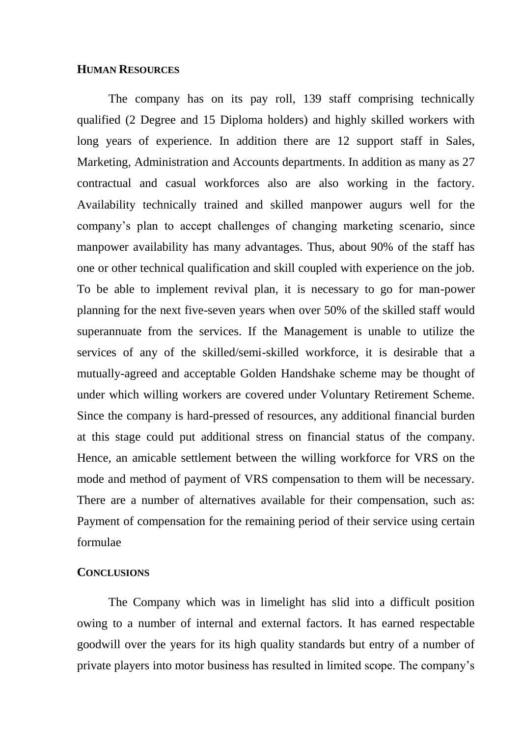## HUMAN RESOURCES

The company has on its pay roll, 139 staff comprising technically qualified (2 Degree and 15 Diploma holders) and highly skilled workers with long years of experience. In addition there are 12 support staff in Sales, Marketing, Administration and Accounts departments. In addition as many as 27 contractual and casual workforces also are also working in the factory. Availability technically trained and skilled manpower augurs well for the company's plan to accept challenges of changing marketing scenario, since manpower availability has many advantages. Thus, about 90% of the staff has one or other technical qualification and skill coupled with experience on the job. To be able to implement revival plan, it is necessary to go for man-power planning for the next five-seven years when over 50% of the skilled staff would superannuate from the services. If the Management is unable to utilize the services of any of the skilled/semi-skilled workforce, it is desirable that a mutually-agreed and acceptable Golden Handshake scheme may be thought of under which willing workers are covered under Voluntary Retirement Scheme. Since the company is hard-pressed of resources, any additional financial burden at this stage could put additional stress on financial status of the company. Hence, an amicable settlement between the willing workforce for VRS on the mode and method of payment of VRS compensation to them will be necessary. There are a number of alternatives available for their compensation, such as: Payment of compensation for the remaining period of their service using certain formulae

## CONCLUSIONS

The Company which was in limelight has slid into a difficult position owing to a number of internal and external factors. It has earned respectable goodwill over the years for its high quality standards but entry of a number of private players into motor business has resulted in limited scope. The company's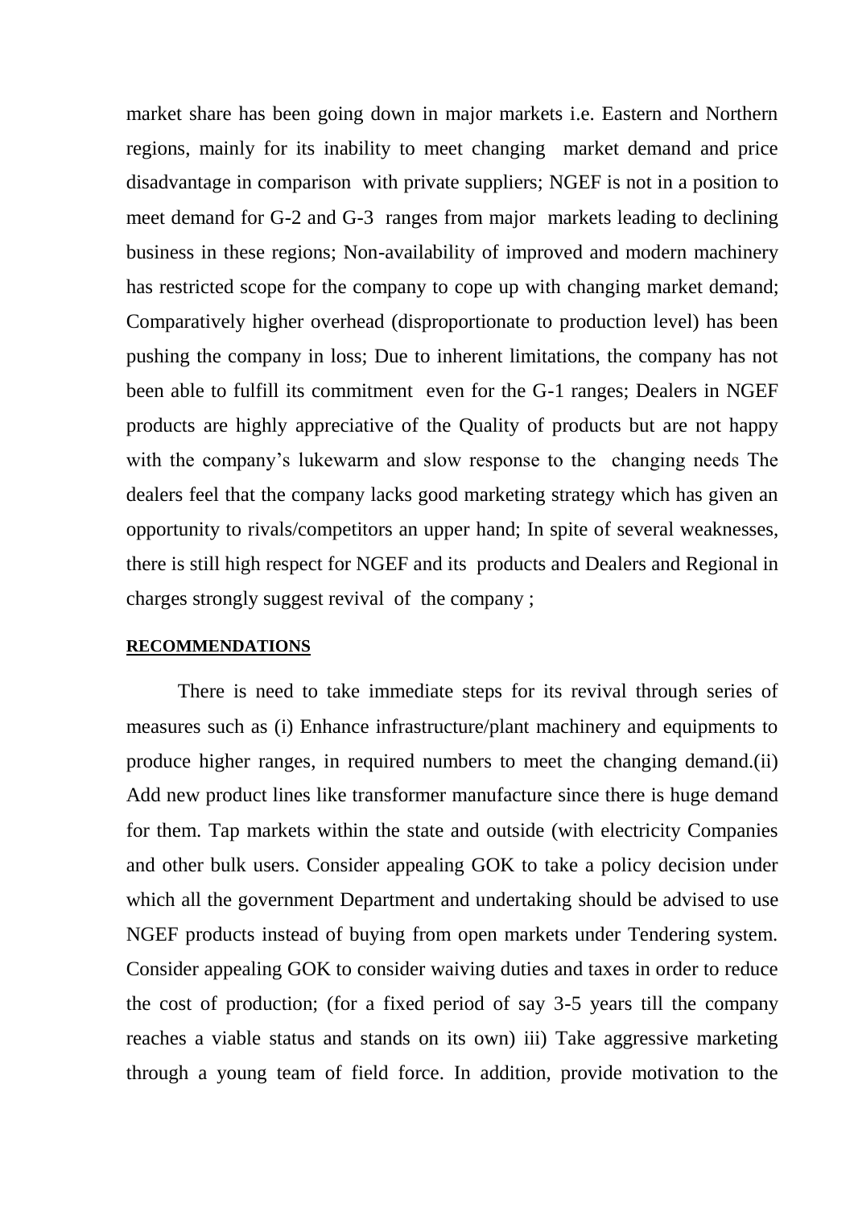market share has been going down in major markets i.e. Eastern and Northern regions, mainly for its inability to meet changing market demand and price disadvantage in comparison with private suppliers; NGEF is not in a position to meet demand for G-2 and G-3 ranges from major markets leading to declining business in these regions; Non-availability of improved and modern machinery has restricted scope for the company to cope up with changing market demand; Comparatively higher overhead (disproportionate to production level) has been pushing the company in loss; Due to inherent limitations, the company has not been able to fulfill its commitment even for the G-1 ranges; Dealers in NGEF products are highly appreciative of the Quality of products but are not happy with the company's lukewarm and slow response to the changing needs The dealers feel that the company lacks good marketing strategy which has given an opportunity to rivals/competitors an upper hand; In spite of several weaknesses, there is still high respect for NGEF and its products and Dealers and Regional in charges strongly suggest revival of the company ;

**RECOMMENDATIONS**

There is need to take immediate steps for its revival through series of measures such as (i) Enhance infrastructure/plant machinery and equipments to produce higher ranges, in required numbers to meet the changing demand.(ii) Add new product lines like transformer manufacture since there is huge demand for them. Tap markets within the state and outside (with electricity Companies and other bulk users. Consider appealing GOK to take a policy decision under which all the government Department and undertaking should be advised to use NGEF products instead of buying from open markets under Tendering system. Consider appealing GOK to consider waiving duties and taxes in order to reduce the cost of production; (for a fixed period of say 3-5 years till the company reaches a viable status and stands on its own) iii) Take aggressive marketing through a young team of field force. In addition, provide motivation to the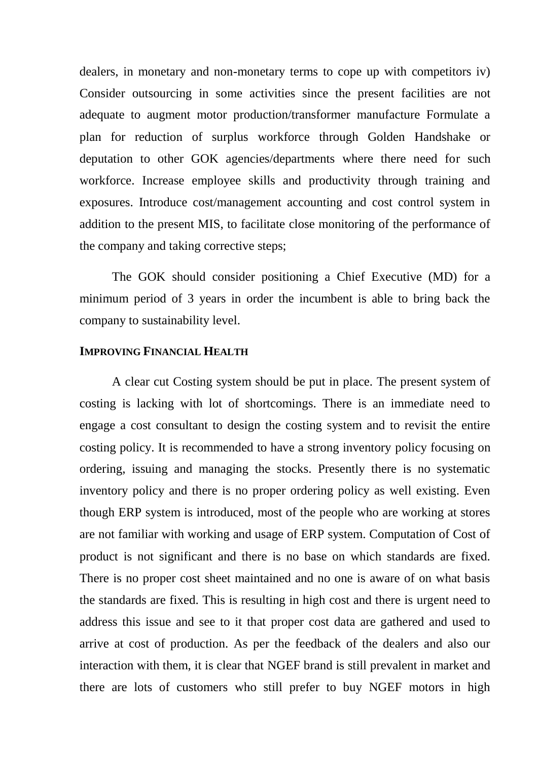dealers, in monetary and non-monetary terms to cope up with competitors iv) Consider outsourcing in some activities since the present facilities are not adequate to augment motor production/transformer manufacture Formulate a plan for reduction of surplus workforce through Golden Handshake or deputation to other GOK agencies/departments where there need for such workforce. Increase employee skills and productivity through training and exposures. Introduce cost/management accounting and cost control system in addition to the present MIS, to facilitate close monitoring of the performance of the company and taking corrective steps;

The GOK should consider positioning a Chief Executive (MD) for a minimum period of 3 years in order the incumbent is able to bring back the company to sustainability level.

**IMPROVING FINANCIAL HEALTH**

A clear cut Costing system should be put in place. The present system of costing is lacking with lot of shortcomings. There is an immediate need to engage a cost consultant to design the costing system and to revisit the entire costing policy. It is recommended to have a strong inventory policy focusing on ordering, issuing and managing the stocks. Presently there is no systematic inventory policy and there is no proper ordering policy as well existing. Even though ERP system is introduced, most of the people who are working at stores are not familiar with working and usage of ERP system. Computation of Cost of product is not significant and there is no base on which standards are fixed. There is no proper cost sheet maintained and no one is aware of on what basis the standards are fixed. This is resulting in high cost and there is urgent need to address this issue and see to it that proper cost data are gathered and used to arrive at cost of production. As per the feedback of the dealers and also our interaction with them, it is clear that NGEF brand is still prevalent in market and there are lots of customers who still prefer to buy NGEF motors in high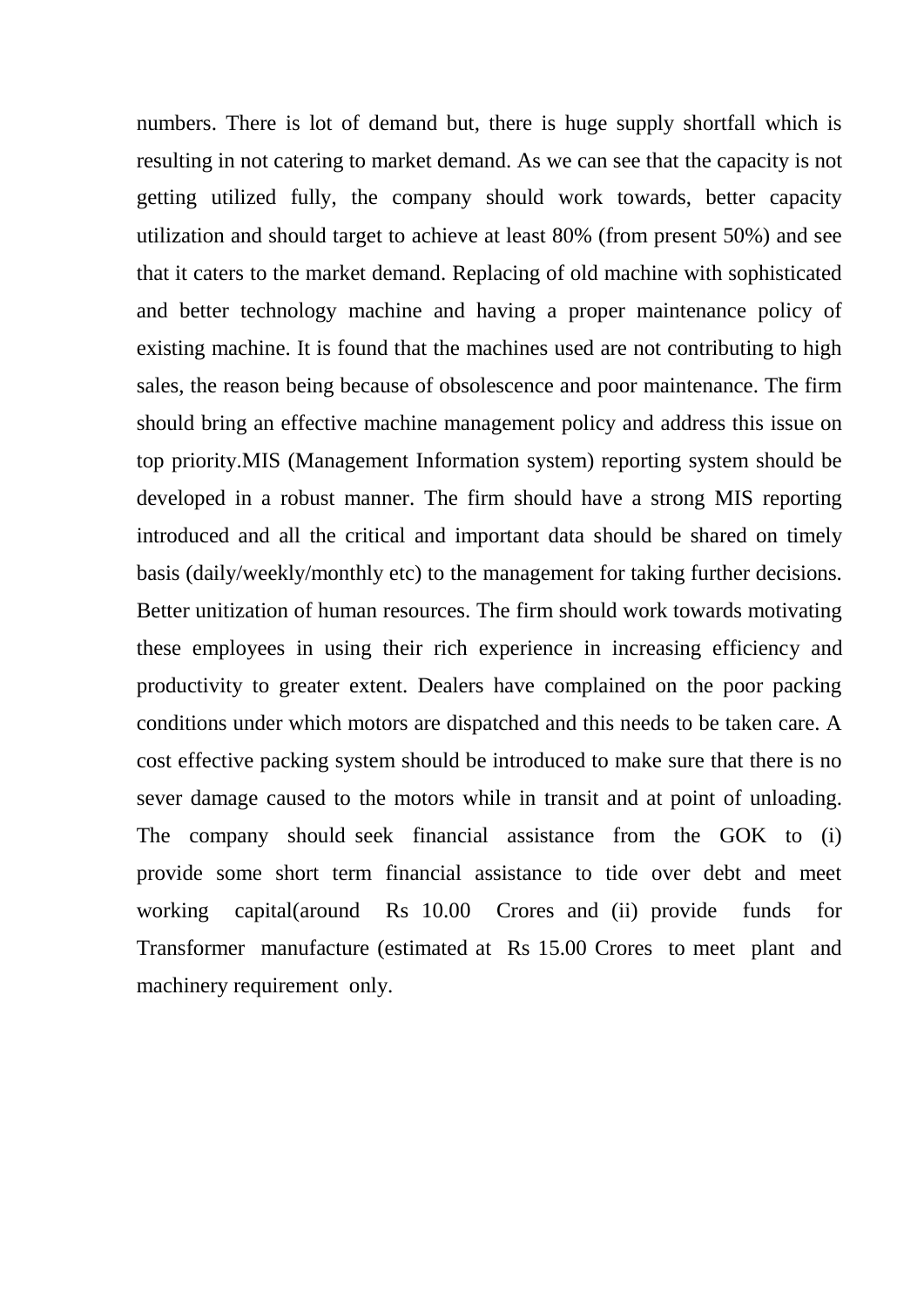numbers. There is lot of demand but, there is huge supply shortfall which is resulting in not catering to market demand. As we can see that the capacity is not getting utilized fully, the company should work towards, better capacity utilization and should target to achieve at least 80% (from present 50%) and see that it caters to the market demand. Replacing of old machine with sophisticated and better technology machine and having a proper maintenance policy of existing machine. It is found that the machines used are not contributing to high sales, the reason being because of obsolescence and poor maintenance. The firm should bring an effective machine management policy and address this issue on top priority.MIS (Management Information system) reporting system should be developed in a robust manner. The firm should have a strong MIS reporting introduced and all the critical and important data should be shared on timely basis (daily/weekly/monthly etc) to the management for taking further decisions. Better unitization of human resources. The firm should work towards motivating these employees in using their rich experience in increasing efficiency and productivity to greater extent. Dealers have complained on the poor packing conditions under which motors are dispatched and this needs to be taken care. A cost effective packing system should be introduced to make sure that there is no sever damage caused to the motors while in transit and at point of unloading. The company should seek financial assistance from the GOK to (i) provide some short term financial assistance to tide over debt and meet working capital(around Rs 10.00 Crores and (ii) provide funds for Transformer manufacture (estimated at Rs 15.00 Crores to meet plant and machinery requirement only.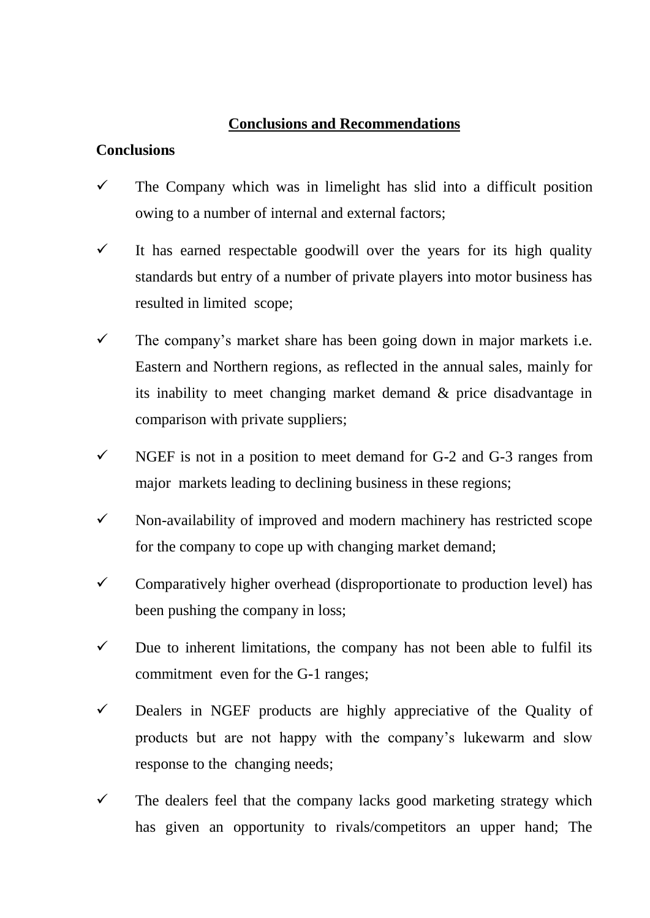## Conclusions and Recommendations

### Conclusions

- ✓ The Company which was in limelight has slid into a difficult position owing to a number of internal and external factors;
- ✓ It has earned respectable goodwill over the years for its high quality standards but entry of a number of private players into motor business has resulted in limited scope;
- ✓ The company's market share has been going down in major markets i.e. Eastern and Northern regions, as reflected in the annual sales, mainly for its inability to meet changing market demand & price disadvantage in comparison with private suppliers;
- ✓ NGEF is not in a position to meet demand for G-2 and G-3 ranges from major markets leading to declining business in these regions;
- ✓ Non-availability of improved and modern machinery has restricted scope for the company to cope up with changing market demand;
- ✓ Comparatively higher overhead (disproportionate to production level) has been pushing the company in loss;
- ✓ Due to inherent limitations, the company has not been able to fulfil its commitment even for the G-1 ranges;
- ✓ Dealers in NGEF products are highly appreciative of the Quality of products but are not happy with the company's lukewarm and slow response to the changing needs;
- ✓ The dealers feel that the company lacks good marketing strategy which has given an opportunity to rivals/competitors an upper hand; The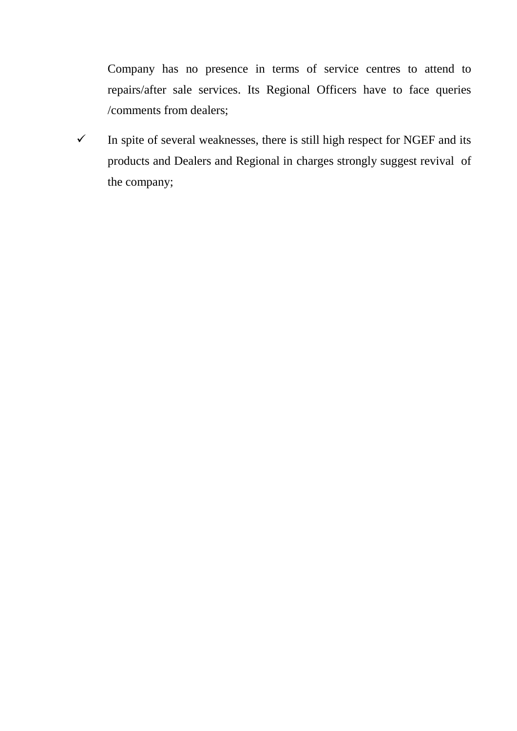Company has no presence in terms of service centres to attend to repairs/after sale services. Its Regional Officers have to face queries /comments from dealers;

- ✓ In spite of several weaknesses, there is still high respect for NGEF and its products and Dealers and Regional in charges strongly suggest revival of the company;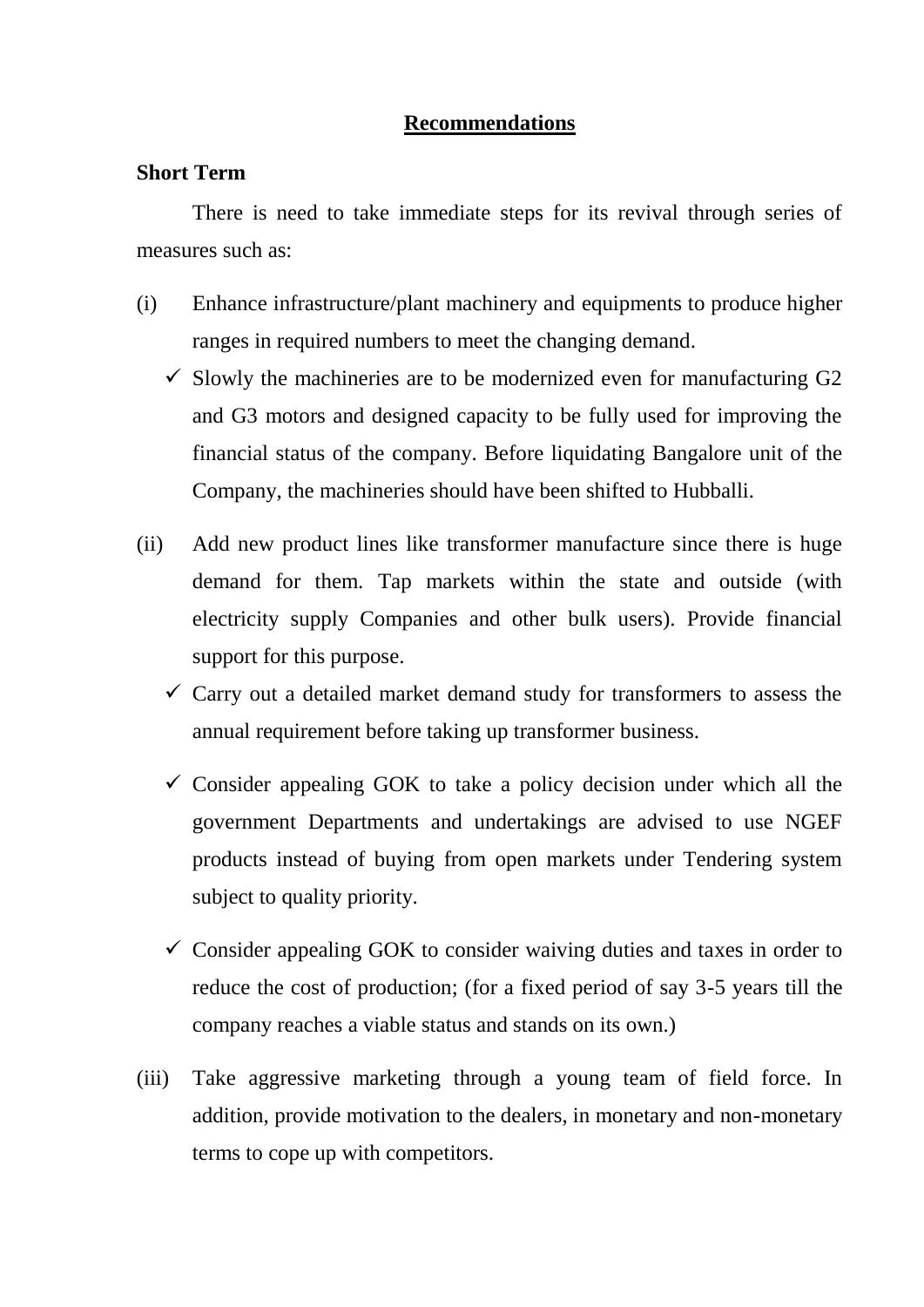## Recommendations

### Short Term

There is need to take immediate steps for its revival through series of measures such as:

(i) Enhance infrastructure/plant machinery and equipments to produce higher ranges in required numbers to meet the changing demand.

- ✓ Slowly the machineries are to be modernized even for manufacturing G2 and G3 motors and designed capacity to be fully used for improving the financial status of the company. Before liquidating Bangalore unit of the Company, the machineries should have been shifted to Hubballi.

(ii) Add new product lines like transformer manufacture since there is huge demand for them. Tap markets within the state and outside (with electricity supply Companies and other bulk users). Provide financial support for this purpose.

- ✓ Carry out a detailed market demand study for transformers to assess the annual requirement before taking up transformer business.
- ✓ Consider appealing GOK to take a policy decision under which all the government Departments and undertakings are advised to use NGEF products instead of buying from open markets under Tendering system subject to quality priority.
- ✓ Consider appealing GOK to consider waiving duties and taxes in order to reduce the cost of production; (for a fixed period of say 3-5 years till the company reaches a viable status and stands on its own.)

(iii) Take aggressive marketing through a young team of field force. In addition, provide motivation to the dealers, in monetary and non-monetary terms to cope up with competitors.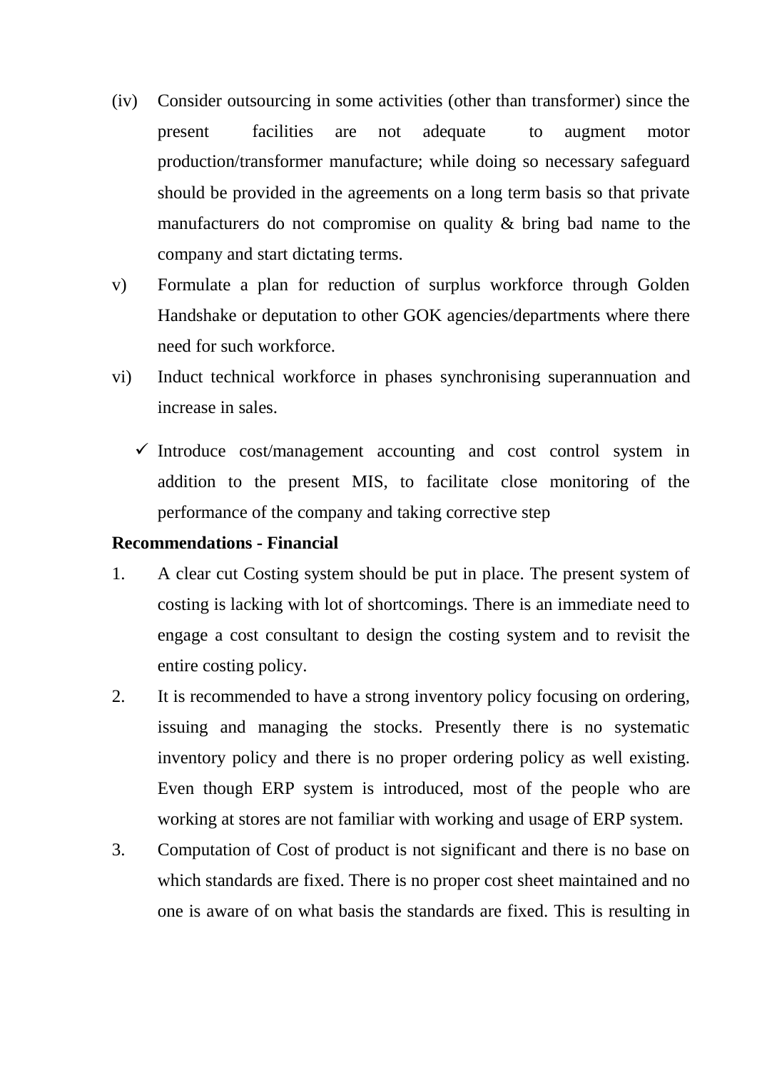(iv) Consider outsourcing in some activities (other than transformer) since the present facilities are not adequate to augment motor production/transformer manufacture; while doing so necessary safeguard should be provided in the agreements on a long term basis so that private manufacturers do not compromise on quality & bring bad name to the company and start dictating terms.

v) Formulate a plan for reduction of surplus workforce through Golden Handshake or deputation to other GOK agencies/departments where there need for such workforce.

vi) Induct technical workforce in phases synchronising superannuation and increase in sales.

- ✓ Introduce cost/management accounting and cost control system in addition to the present MIS, to facilitate close monitoring of the performance of the company and taking corrective step

**Recommendations - Financial**

1. A clear cut Costing system should be put in place. The present system of costing is lacking with lot of shortcomings. There is an immediate need to engage a cost consultant to design the costing system and to revisit the entire costing policy.
2. It is recommended to have a strong inventory policy focusing on ordering, issuing and managing the stocks. Presently there is no systematic inventory policy and there is no proper ordering policy as well existing. Even though ERP system is introduced, most of the people who are working at stores are not familiar with working and usage of ERP system.
3. Computation of Cost of product is not significant and there is no base on which standards are fixed. There is no proper cost sheet maintained and no one is aware of on what basis the standards are fixed. This is resulting in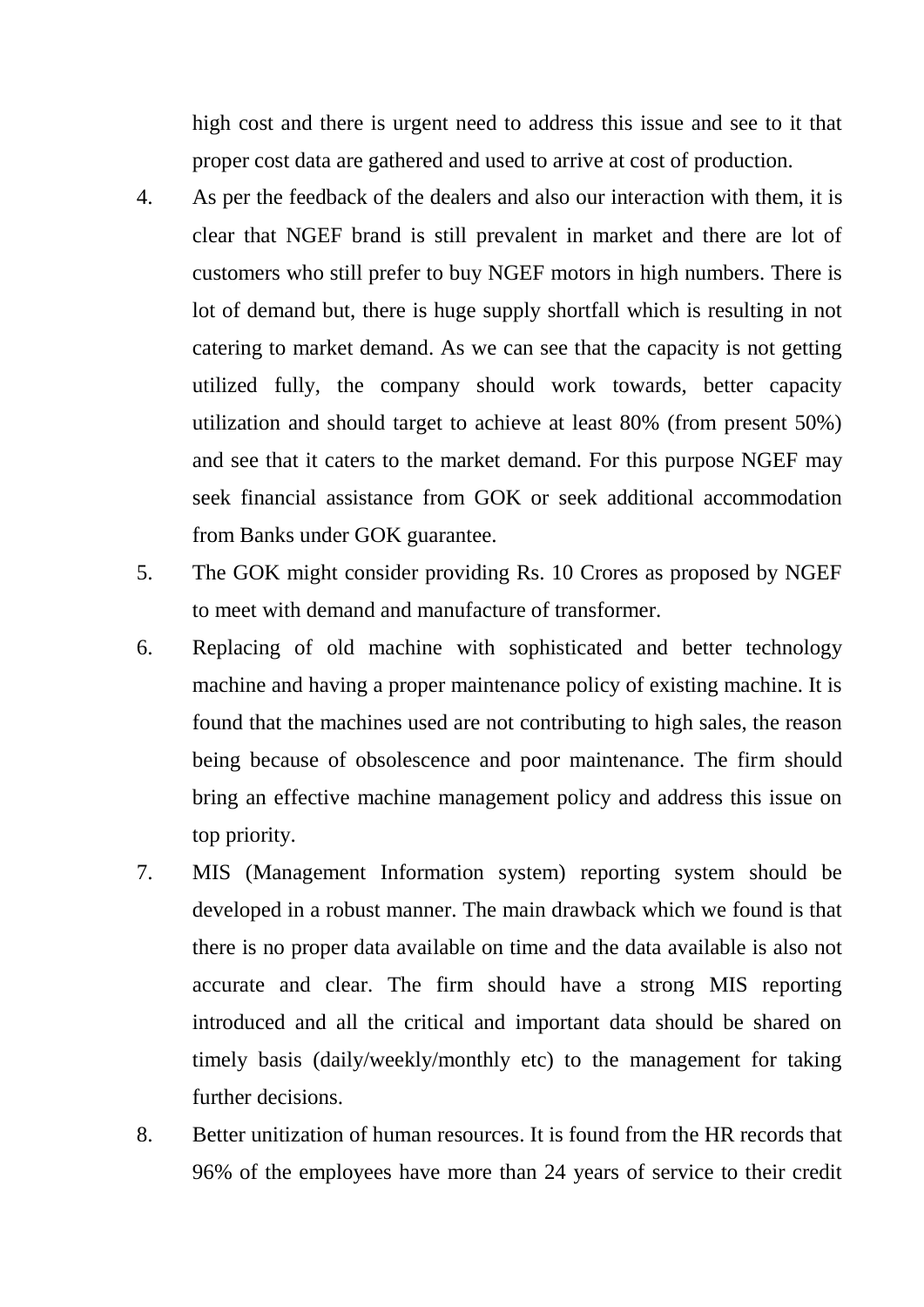high cost and there is urgent need to address this issue and see to it that proper cost data are gathered and used to arrive at cost of production.

4. As per the feedback of the dealers and also our interaction with them, it is clear that NGEF brand is still prevalent in market and there are lot of customers who still prefer to buy NGEF motors in high numbers. There is lot of demand but, there is huge supply shortfall which is resulting in not catering to market demand. As we can see that the capacity is not getting utilized fully, the company should work towards, better capacity utilization and should target to achieve at least 80% (from present 50%) and see that it caters to the market demand. For this purpose NGEF may seek financial assistance from GOK or seek additional accommodation from Banks under GOK guarantee.

5. The GOK might consider providing Rs. 10 Crores as proposed by NGEF to meet with demand and manufacture of transformer.

6. Replacing of old machine with sophisticated and better technology machine and having a proper maintenance policy of existing machine. It is found that the machines used are not contributing to high sales, the reason being because of obsolescence and poor maintenance. The firm should bring an effective machine management policy and address this issue on top priority.

7. MIS (Management Information system) reporting system should be developed in a robust manner. The main drawback which we found is that there is no proper data available on time and the data available is also not accurate and clear. The firm should have a strong MIS reporting introduced and all the critical and important data should be shared on timely basis (daily/weekly/monthly etc) to the management for taking further decisions.

8. Better unitization of human resources. It is found from the HR records that 96% of the employees have more than 24 years of service to their credit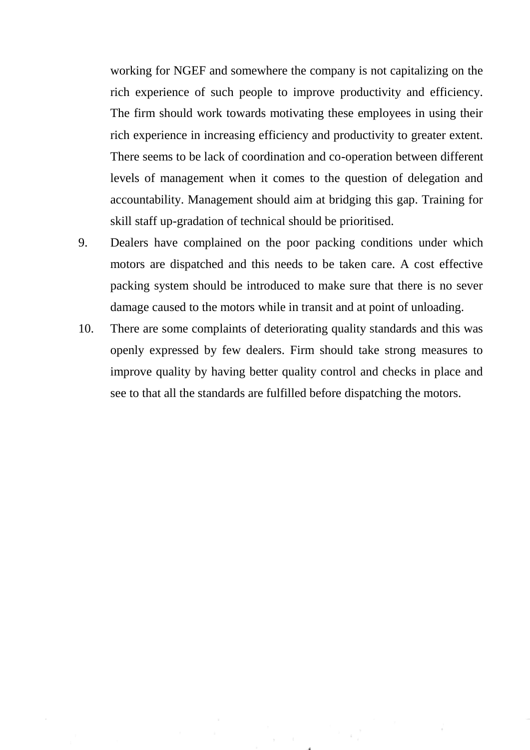working for NGEF and somewhere the company is not capitalizing on the rich experience of such people to improve productivity and efficiency. The firm should work towards motivating these employees in using their rich experience in increasing efficiency and productivity to greater extent. There seems to be lack of coordination and co-operation between different levels of management when it comes to the question of delegation and accountability. Management should aim at bridging this gap. Training for skill staff up-gradation of technical should be prioritised.

9. Dealers have complained on the poor packing conditions under which motors are dispatched and this needs to be taken care. A cost effective packing system should be introduced to make sure that there is no sever damage caused to the motors while in transit and at point of unloading.

10. There are some complaints of deteriorating quality standards and this was openly expressed by few dealers. Firm should take strong measures to improve quality by having better quality control and checks in place and see to that all the standards are fulfilled before dispatching the motors.